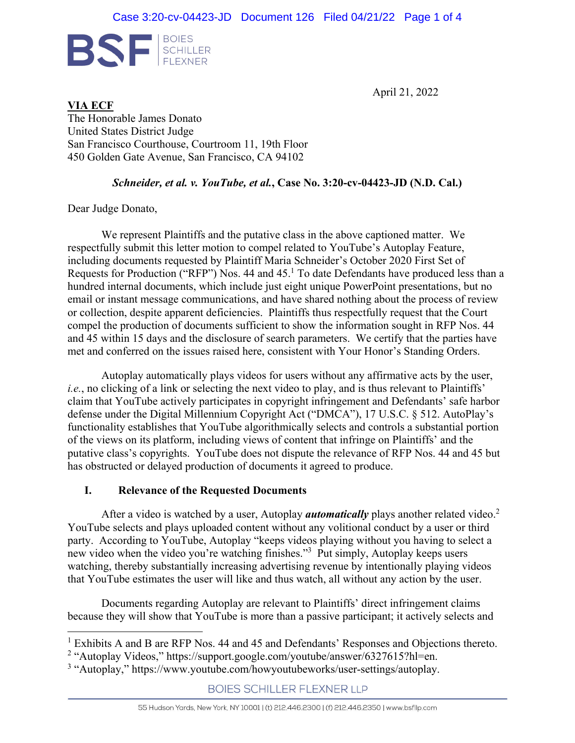BSF | BOIES SCHILLER FLEXNER

April 21, 2022

**VIA ECF**
The Honorable James Donato
United States District Judge
San Francisco Courthouse, Courtroom 11, 19th Floor
450 Golden Gate Avenue, San Francisco, CA 94102

***Schneider, et al. v. YouTube, et al.*, Case No. 3:20-cv-04423-JD (N.D. Cal.)**

Dear Judge Donato,

We represent Plaintiffs and the putative class in the above captioned matter. We respectfully submit this letter motion to compel related to YouTube's Autoplay Feature, including documents requested by Plaintiff Maria Schneider's October 2020 First Set of Requests for Production ("RFP") Nos. 44 and 45.[1] To date Defendants have produced less than a hundred internal documents, which include just eight unique PowerPoint presentations, but no email or instant message communications, and have shared nothing about the process of review or collection, despite apparent deficiencies. Plaintiffs thus respectfully request that the Court compel the production of documents sufficient to show the information sought in RFP Nos. 44 and 45 within 15 days and the disclosure of search parameters. We certify that the parties have met and conferred on the issues raised here, consistent with Your Honor's Standing Orders.

Autoplay automatically plays videos for users without any affirmative acts by the user, *i.e.*, no clicking of a link or selecting the next video to play, and is thus relevant to Plaintiffs' claim that YouTube actively participates in copyright infringement and Defendants' safe harbor defense under the Digital Millennium Copyright Act ("DMCA"), 17 U.S.C. § 512. AutoPlay's functionality establishes that YouTube algorithmically selects and controls a substantial portion of the views on its platform, including views of content that infringe on Plaintiffs' and the putative class's copyrights. YouTube does not dispute the relevance of RFP Nos. 44 and 45 but has obstructed or delayed production of documents it agreed to produce.

## I. Relevance of the Requested Documents

After a video is watched by a user, Autoplay ***automatically*** plays another related video.[2] YouTube selects and plays uploaded content without any volitional conduct by a user or third party. According to YouTube, Autoplay "keeps videos playing without you having to select a new video when the video you're watching finishes."[3] Put simply, Autoplay keeps users watching, thereby substantially increasing advertising revenue by intentionally playing videos that YouTube estimates the user will like and thus watch, all without any action by the user.

Documents regarding Autoplay are relevant to Plaintiffs' direct infringement claims because they will show that YouTube is more than a passive participant; it actively selects and

[1] Exhibits A and B are RFP Nos. 44 and 45 and Defendants' Responses and Objections thereto.

[2] "Autoplay Videos," https://support.google.com/youtube/answer/6327615?hl=en.

[3] "Autoplay," https://www.youtube.com/howyoutubeworks/user-settings/autoplay.

BOIES SCHILLER FLEXNER LLP

55 Hudson Yards, New York, NY 10001 | (t) 212.446.2300 | (f) 212.446.2350 | www.bsfllp.com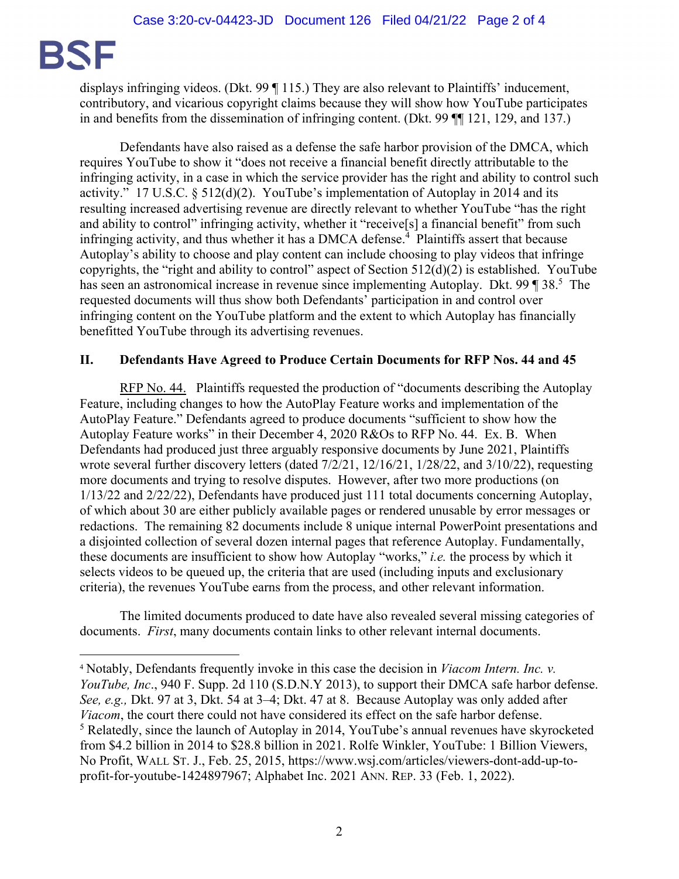displays infringing videos. (Dkt. 99 ¶ 115.) They are also relevant to Plaintiffs' inducement, contributory, and vicarious copyright claims because they will show how YouTube participates in and benefits from the dissemination of infringing content. (Dkt. 99 ¶¶ 121, 129, and 137.)

Defendants have also raised as a defense the safe harbor provision of the DMCA, which requires YouTube to show it "does not receive a financial benefit directly attributable to the infringing activity, in a case in which the service provider has the right and ability to control such activity." 17 U.S.C. § 512(d)(2). YouTube's implementation of Autoplay in 2014 and its resulting increased advertising revenue are directly relevant to whether YouTube "has the right and ability to control" infringing activity, whether it "receive[s] a financial benefit" from such infringing activity, and thus whether it has a DMCA defense.[4] Plaintiffs assert that because Autoplay's ability to choose and play content can include choosing to play videos that infringe copyrights, the "right and ability to control" aspect of Section 512(d)(2) is established. YouTube has seen an astronomical increase in revenue since implementing Autoplay. Dkt. 99 ¶ 38.[5] The requested documents will thus show both Defendants' participation in and control over infringing content on the YouTube platform and the extent to which Autoplay has financially benefitted YouTube through its advertising revenues.

## II. Defendants Have Agreed to Produce Certain Documents for RFP Nos. 44 and 45

RFP No. 44. Plaintiffs requested the production of "documents describing the Autoplay Feature, including changes to how the AutoPlay Feature works and implementation of the AutoPlay Feature." Defendants agreed to produce documents "sufficient to show how the Autoplay Feature works" in their December 4, 2020 R&Os to RFP No. 44. Ex. B. When Defendants had produced just three arguably responsive documents by June 2021, Plaintiffs wrote several further discovery letters (dated 7/2/21, 12/16/21, 1/28/22, and 3/10/22), requesting more documents and trying to resolve disputes. However, after two more productions (on 1/13/22 and 2/22/22), Defendants have produced just 111 total documents concerning Autoplay, of which about 30 are either publicly available pages or rendered unusable by error messages or redactions. The remaining 82 documents include 8 unique internal PowerPoint presentations and a disjointed collection of several dozen internal pages that reference Autoplay. Fundamentally, these documents are insufficient to show how Autoplay "works," *i.e.* the process by which it selects videos to be queued up, the criteria that are used (including inputs and exclusionary criteria), the revenues YouTube earns from the process, and other relevant information.

The limited documents produced to date have also revealed several missing categories of documents. *First*, many documents contain links to other relevant internal documents.

---

[4] Notably, Defendants frequently invoke in this case the decision in *Viacom Intern. Inc. v. YouTube, Inc*., 940 F. Supp. 2d 110 (S.D.N.Y 2013), to support their DMCA safe harbor defense. *See, e.g.,* Dkt. 97 at 3, Dkt. 54 at 3–4; Dkt. 47 at 8. Because Autoplay was only added after *Viacom*, the court there could not have considered its effect on the safe harbor defense.

[5] Relatedly, since the launch of Autoplay in 2014, YouTube's annual revenues have skyrocketed from $4.2 billion in 2014 to $28.8 billion in 2021. Rolfe Winkler, YouTube: 1 Billion Viewers, No Profit, WALL ST. J., Feb. 25, 2015, https://www.wsj.com/articles/viewers-dont-add-up-to-profit-for-youtube-1424897967; Alphabet Inc. 2021 ANN. REP. 33 (Feb. 1, 2022).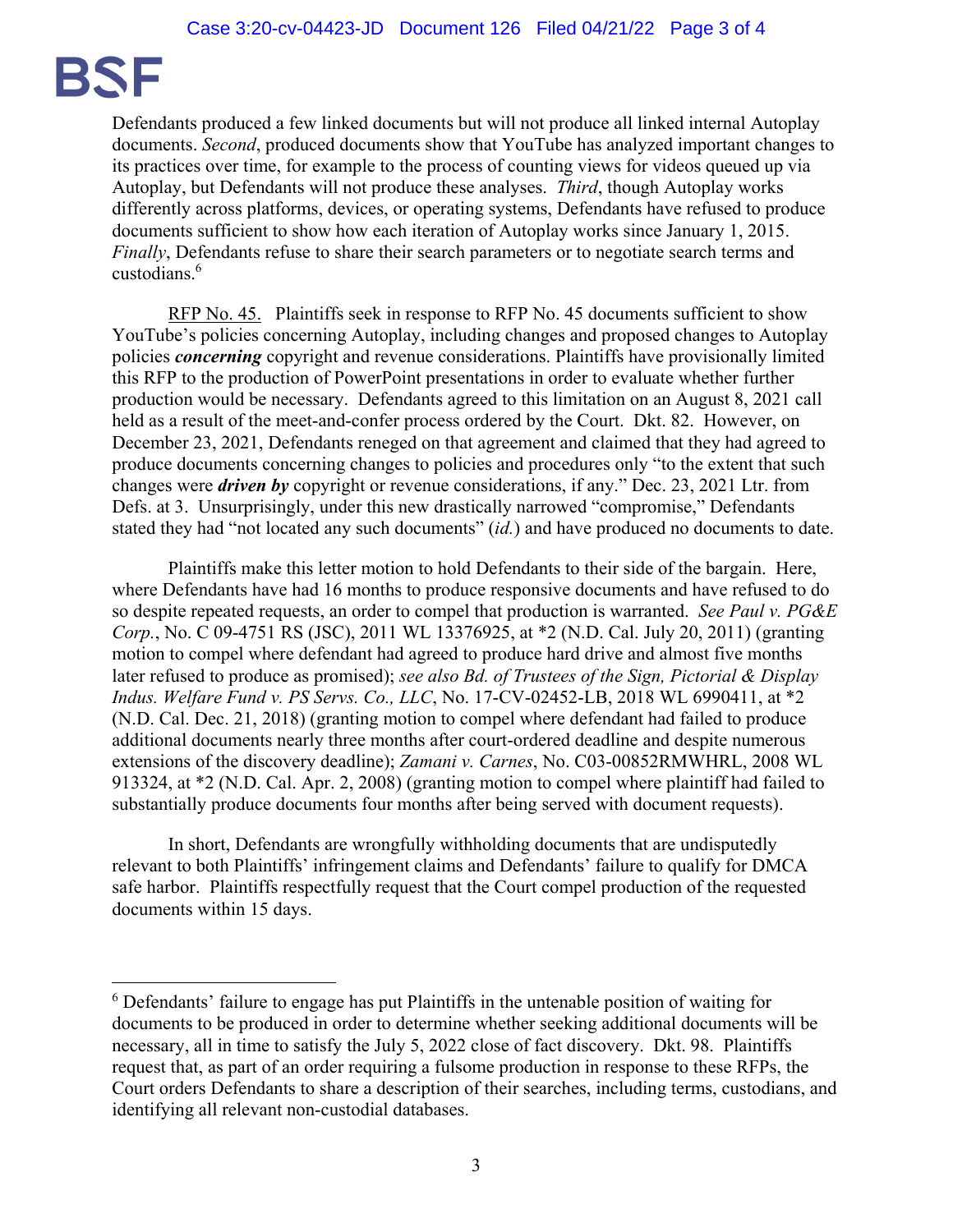Defendants produced a few linked documents but will not produce all linked internal Autoplay documents. *Second*, produced documents show that YouTube has analyzed important changes to its practices over time, for example to the process of counting views for videos queued up via Autoplay, but Defendants will not produce these analyses. *Third*, though Autoplay works differently across platforms, devices, or operating systems, Defendants have refused to produce documents sufficient to show how each iteration of Autoplay works since January 1, 2015. *Finally*, Defendants refuse to share their search parameters or to negotiate search terms and custodians.[6]

RFP No. 45. Plaintiffs seek in response to RFP No. 45 documents sufficient to show YouTube's policies concerning Autoplay, including changes and proposed changes to Autoplay policies ***concerning*** copyright and revenue considerations. Plaintiffs have provisionally limited this RFP to the production of PowerPoint presentations in order to evaluate whether further production would be necessary. Defendants agreed to this limitation on an August 8, 2021 call held as a result of the meet-and-confer process ordered by the Court. Dkt. 82. However, on December 23, 2021, Defendants reneged on that agreement and claimed that they had agreed to produce documents concerning changes to policies and procedures only "to the extent that such changes were ***driven by*** copyright or revenue considerations, if any." Dec. 23, 2021 Ltr. from Defs. at 3. Unsurprisingly, under this new drastically narrowed "compromise," Defendants stated they had "not located any such documents" (*id.*) and have produced no documents to date.

Plaintiffs make this letter motion to hold Defendants to their side of the bargain. Here, where Defendants have had 16 months to produce responsive documents and have refused to do so despite repeated requests, an order to compel that production is warranted. *See Paul v. PG&E Corp.*, No. C 09-4751 RS (JSC), 2011 WL 13376925, at *2 (N.D. Cal. July 20, 2011) (granting motion to compel where defendant had agreed to produce hard drive and almost five months later refused to produce as promised); *see also Bd. of Trustees of the Sign, Pictorial & Display Indus. Welfare Fund v. PS Servs. Co., LLC*, No. 17-CV-02452-LB, 2018 WL 6990411, at *2 (N.D. Cal. Dec. 21, 2018) (granting motion to compel where defendant had failed to produce additional documents nearly three months after court-ordered deadline and despite numerous extensions of the discovery deadline); *Zamani v. Carnes*, No. C03-00852RMWHRL, 2008 WL 913324, at *2 (N.D. Cal. Apr. 2, 2008) (granting motion to compel where plaintiff had failed to substantially produce documents four months after being served with document requests).

In short, Defendants are wrongfully withholding documents that are undisputedly relevant to both Plaintiffs' infringement claims and Defendants' failure to qualify for DMCA safe harbor. Plaintiffs respectfully request that the Court compel production of the requested documents within 15 days.

---

[6] Defendants' failure to engage has put Plaintiffs in the untenable position of waiting for documents to be produced in order to determine whether seeking additional documents will be necessary, all in time to satisfy the July 5, 2022 close of fact discovery. Dkt. 98. Plaintiffs request that, as part of an order requiring a fulsome production in response to these RFPs, the Court orders Defendants to share a description of their searches, including terms, custodians, and identifying all relevant non-custodial databases.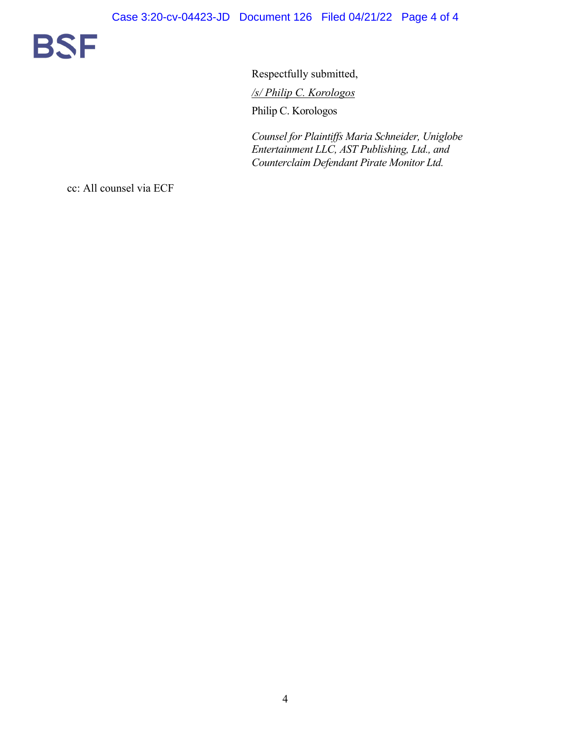BSF

Respectfully submitted,

*/s/ Philip C. Korologos*

Philip C. Korologos

*Counsel for Plaintiffs Maria Schneider, Uniglobe Entertainment LLC, AST Publishing, Ltd., and Counterclaim Defendant Pirate Monitor Ltd.*

cc: All counsel via ECF